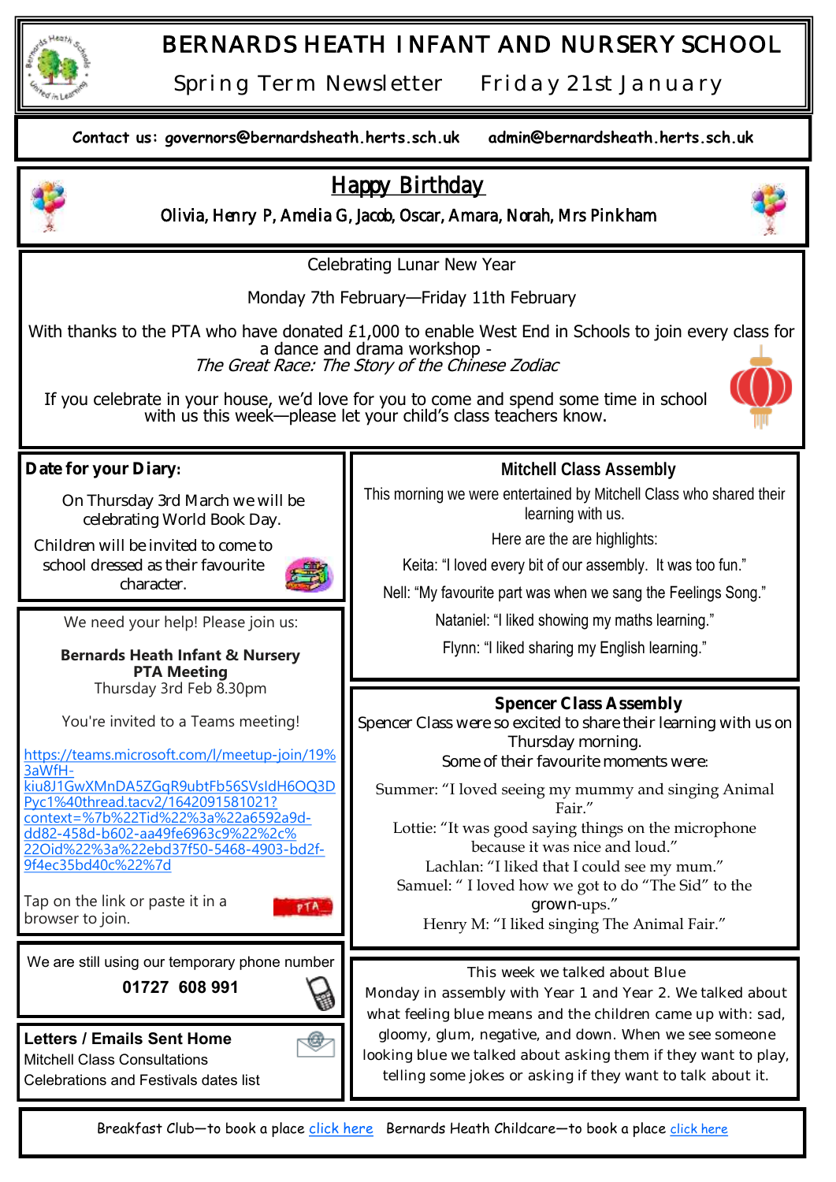# BERNARDS HEATH INFANT AND NURSERY SCHOOL

Spring Term Newsletter    Friday 21st January

**Contact us: governors@bernardsheath.herts.sch.uk    admin@bernardsheath.herts.sch.uk**

## Happy Birthday

Olivia, Henry P, Amelia G, Jacob, Oscar, Amara, Norah, Mrs Pinkham

Celebrating Lunar New Year

Monday 7th February—Friday 11th February

With thanks to the PTA who have donated £1,000 to enable West End in Schools to join every class for a dance and drama workshop - *The Great Race: The Story of the Chinese Zodiac*

If you celebrate in your house, we'd love for you to come and spend some time in school with us this week—please let your child's class teachers know.

**Date for your Diary:**

On Thursday 3rd March we will be celebrating World Book Day.

Children will be invited to come to school dressed as their favourite character.

We need your help! Please join us:

**Bernards Heath Infant & Nursery PTA Meeting**
Thursday 3rd Feb 8.30pm

You're invited to a Teams meeting!

https://teams.microsoft.com/l/meetup-join/19%3aWfH-kiu8J1GwXMnDA5ZGqR9ubtFb56SVsIdH6OQ3DPyc1%40thread.tacv2/1642091581021?context=%7b%22Tid%22%3a%22a6592a9d-dd82-458d-b602-aa49fe6963c9%22%2c%22Oid%22%3a%22ebd37f50-5468-4903-bd2f-9f4ec35bd40c%22%7d

Tap on the link or paste it in a browser to join.

We are still using our temporary phone number

**01727 608 991**

**Letters / Emails Sent Home**

Mitchell Class Consultations

Celebrations and Festivals dates list

**Mitchell Class Assembly**

This morning we were entertained by Mitchell Class who shared their learning with us.

Here are the are highlights:

Keita: "I loved every bit of our assembly. It was too fun."

Nell: "My favourite part was when we sang the Feelings Song."

Nataniel: "I liked showing my maths learning."

Flynn: "I liked sharing my English learning."

**Spencer Class Assembly**

Spencer Class were so excited to share their learning with us on Thursday morning.

Some of their favourite moments were:

Summer: "I loved seeing my mummy and singing Animal Fair."

Lottie: "It was good saying things on the microphone because it was nice and loud."

Lachlan: "I liked that I could see my mum."

Samuel: " I loved how we got to do "The Sid" to the grown-ups."

Henry M: "I liked singing The Animal Fair."

This week we talked about Blue

Monday in assembly with Year 1 and Year 2. We talked about what feeling blue means and the children came up with: sad, gloomy, glum, negative, and down. When we see someone looking blue we talked about asking them if they want to play, telling some jokes or asking if they want to talk about it.

Breakfast Club—to book a place click here   Bernards Heath Childcare—to book a place click here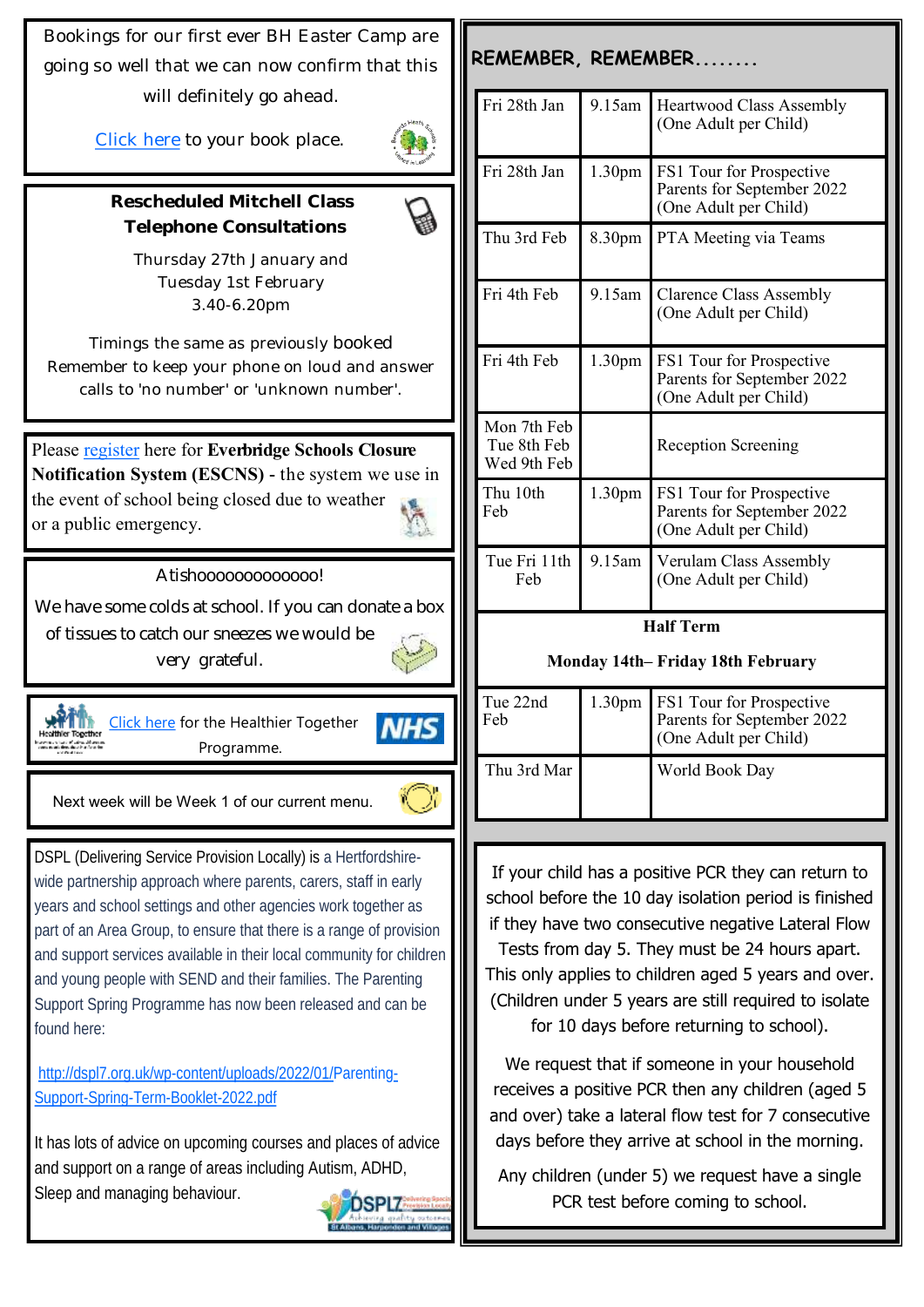Bookings for our first ever BH Easter Camp are going so well that we can now confirm that this will definitely go ahead.

Click here to your book place.

**Rescheduled Mitchell Class Telephone Consultations**

Thursday 27th January and Tuesday 1st February 3.40-6.20pm

Timings the same as previously booked

Remember to keep your phone on loud and answer calls to 'no number' or 'unknown number'.

Please register here for **Everbridge Schools Closure Notification System (ESCNS)** - the system we use in the event of school being closed due to weather or a public emergency.

Atishooooooooooooo!

We have some colds at school. If you can donate a box of tissues to catch our sneezes we would be very grateful.

Click here for the Healthier Together Programme.

Next week will be Week 1 of our current menu.

DSPL (Delivering Service Provision Locally) is a Hertfordshire-wide partnership approach where parents, carers, staff in early years and school settings and other agencies work together as part of an Area Group, to ensure that there is a range of provision and support services available in their local community for children and young people with SEND and their families. The Parenting Support Spring Programme has now been released and can be found here:

http://dspl7.org.uk/wp-content/uploads/2022/01/Parenting-Support-Spring-Term-Booklet-2022.pdf

It has lots of advice on upcoming courses and places of advice and support on a range of areas including Autism, ADHD, Sleep and managing behaviour.

## REMEMBER, REMEMBER........

| | | |
|---|---|---|
| Fri 28th Jan | 9.15am | Heartwood Class Assembly (One Adult per Child) |
| Fri 28th Jan | 1.30pm | FS1 Tour for Prospective Parents for September 2022 (One Adult per Child) |
| Thu 3rd Feb | 8.30pm | PTA Meeting via Teams |
| Fri 4th Feb | 9.15am | Clarence Class Assembly (One Adult per Child) |
| Fri 4th Feb | 1.30pm | FS1 Tour for Prospective Parents for September 2022 (One Adult per Child) |
| Mon 7th Feb Tue 8th Feb Wed 9th Feb | | Reception Screening |
| Thu 10th Feb | 1.30pm | FS1 Tour for Prospective Parents for September 2022 (One Adult per Child) |
| Tue Fri 11th Feb | 9.15am | Verulam Class Assembly (One Adult per Child) |
| **Half Term** **Monday 14th– Friday 18th February** | | |
| Tue 22nd Feb | 1.30pm | FS1 Tour for Prospective Parents for September 2022 (One Adult per Child) |
| Thu 3rd Mar | | World Book Day |

If your child has a positive PCR they can return to school before the 10 day isolation period is finished if they have two consecutive negative Lateral Flow Tests from day 5. They must be 24 hours apart. This only applies to children aged 5 years and over. (Children under 5 years are still required to isolate for 10 days before returning to school).

We request that if someone in your household receives a positive PCR then any children (aged 5 and over) take a lateral flow test for 7 consecutive days before they arrive at school in the morning.

Any children (under 5) we request have a single PCR test before coming to school.